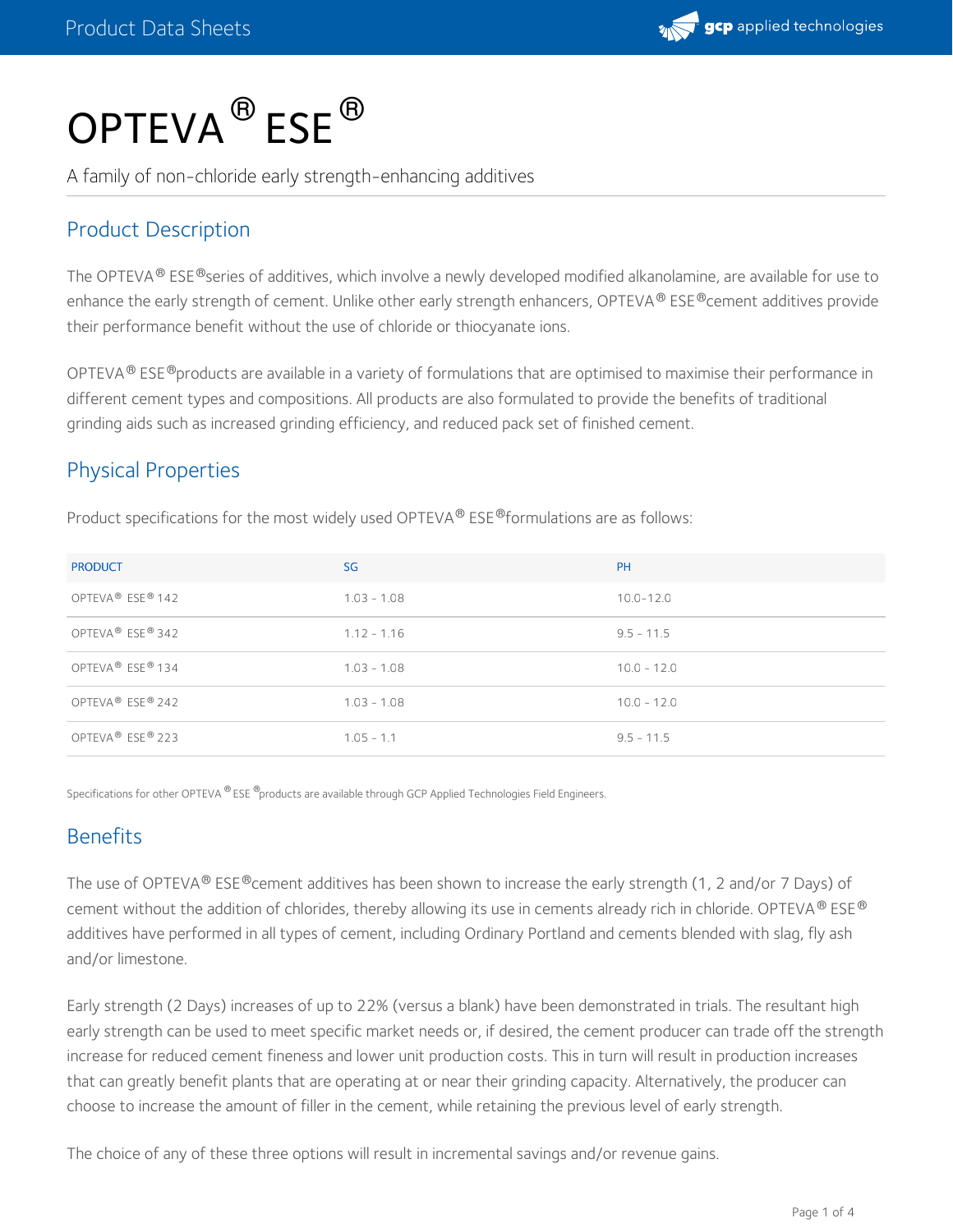# OPTEVA® ESE®

A family of non-chloride early strength-enhancing additives

## Product Description

The OPTEVA® ESE® series of additives, which involve a newly developed modified alkanolamine, are available for use to enhance the early strength of cement. Unlike other early strength enhancers, OPTEVA® ESE® cement additives provide their performance benefit without the use of chloride or thiocyanate ions.

OPTEVA® ESE® products are available in a variety of formulations that are optimised to maximise their performance in different cement types and compositions. All products are also formulated to provide the benefits of traditional grinding aids such as increased grinding efficiency, and reduced pack set of finished cement.

## Physical Properties

Product specifications for the most widely used OPTEVA® ESE® formulations are as follows:

| PRODUCT | SG | PH |
|---|---|---|
| OPTEVA® ESE® 142 | 1.03 - 1.08 | 10.0-12.0 |
| OPTEVA® ESE® 342 | 1.12 - 1.16 | 9.5 - 11.5 |
| OPTEVA® ESE® 134 | 1.03 - 1.08 | 10.0 - 12.0 |
| OPTEVA® ESE® 242 | 1.03 - 1.08 | 10.0 - 12.0 |
| OPTEVA® ESE® 223 | 1.05 - 1.1 | 9.5 - 11.5 |

Specifications for other OPTEVA® ESE® products are available through GCP Applied Technologies Field Engineers.

## Benefits

The use of OPTEVA® ESE® cement additives has been shown to increase the early strength (1, 2 and/or 7 Days) of cement without the addition of chlorides, thereby allowing its use in cements already rich in chloride. OPTEVA® ESE® additives have performed in all types of cement, including Ordinary Portland and cements blended with slag, fly ash and/or limestone.

Early strength (2 Days) increases of up to 22% (versus a blank) have been demonstrated in trials. The resultant high early strength can be used to meet specific market needs or, if desired, the cement producer can trade off the strength increase for reduced cement fineness and lower unit production costs. This in turn will result in production increases that can greatly benefit plants that are operating at or near their grinding capacity. Alternatively, the producer can choose to increase the amount of filler in the cement, while retaining the previous level of early strength.

The choice of any of these three options will result in incremental savings and/or revenue gains.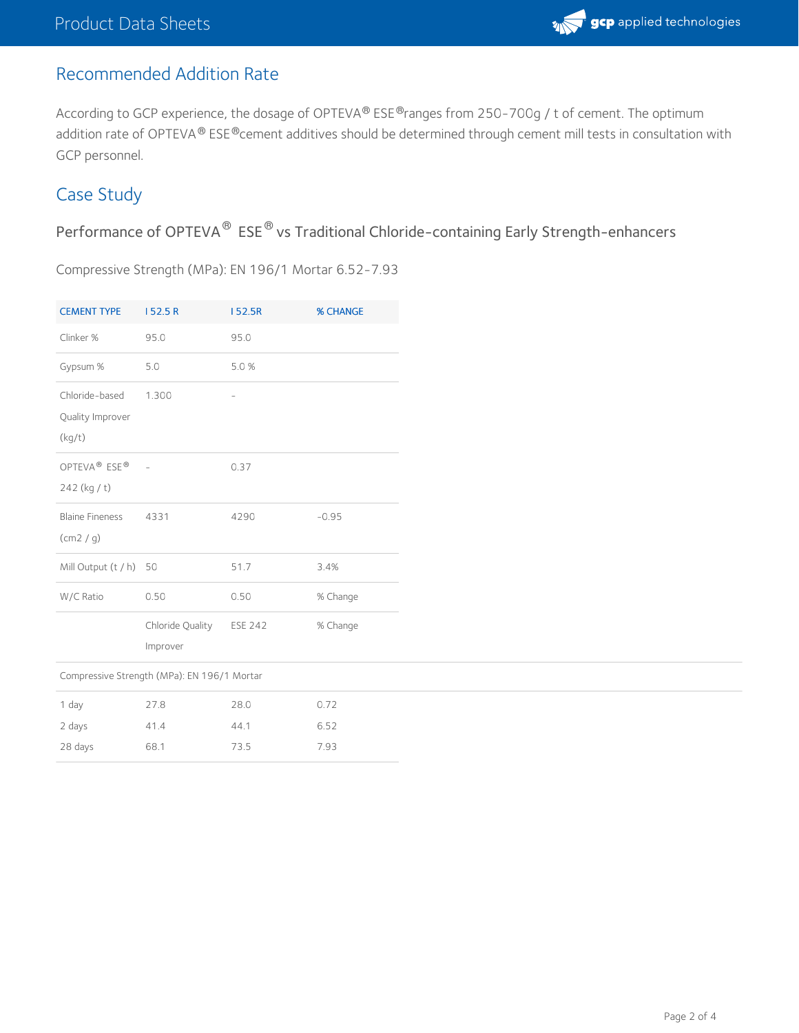## Recommended Addition Rate

According to GCP experience, the dosage of OPTEVA® ESE®ranges from 250-700g / t of cement. The optimum addition rate of OPTEVA® ESE®cement additives should be determined through cement mill tests in consultation with GCP personnel.

## Case Study

### Performance of OPTEVA® ESE® vs Traditional Chloride-containing Early Strength-enhancers

Compressive Strength (MPa): EN 196/1 Mortar 6.52-7.93

| CEMENT TYPE | I 52.5 R | I 52.5R | % CHANGE |
|---|---|---|---|
| Clinker % | 95.0 | 95.0 | |
| Gypsum % | 5.0 | 5.0 % | |
| Chloride-based Quality Improver (kg/t) | 1.300 | - | |
| OPTEVA® ESE® 242 (kg / t) | - | 0.37 | |
| Blaine Fineness (cm2 / g) | 4331 | 4290 | -0.95 |
| Mill Output (t / h) | 50 | 51.7 | 3.4% |
| W/C Ratio | 0.50 | 0.50 | % Change |
| | Chloride Quality Improver | ESE 242 | % Change |
| Compressive Strength (MPa): EN 196/1 Mortar | | | |
| 1 day | 27.8 | 28.0 | 0.72 |
| 2 days | 41.4 | 44.1 | 6.52 |
| 28 days | 68.1 | 73.5 | 7.93 |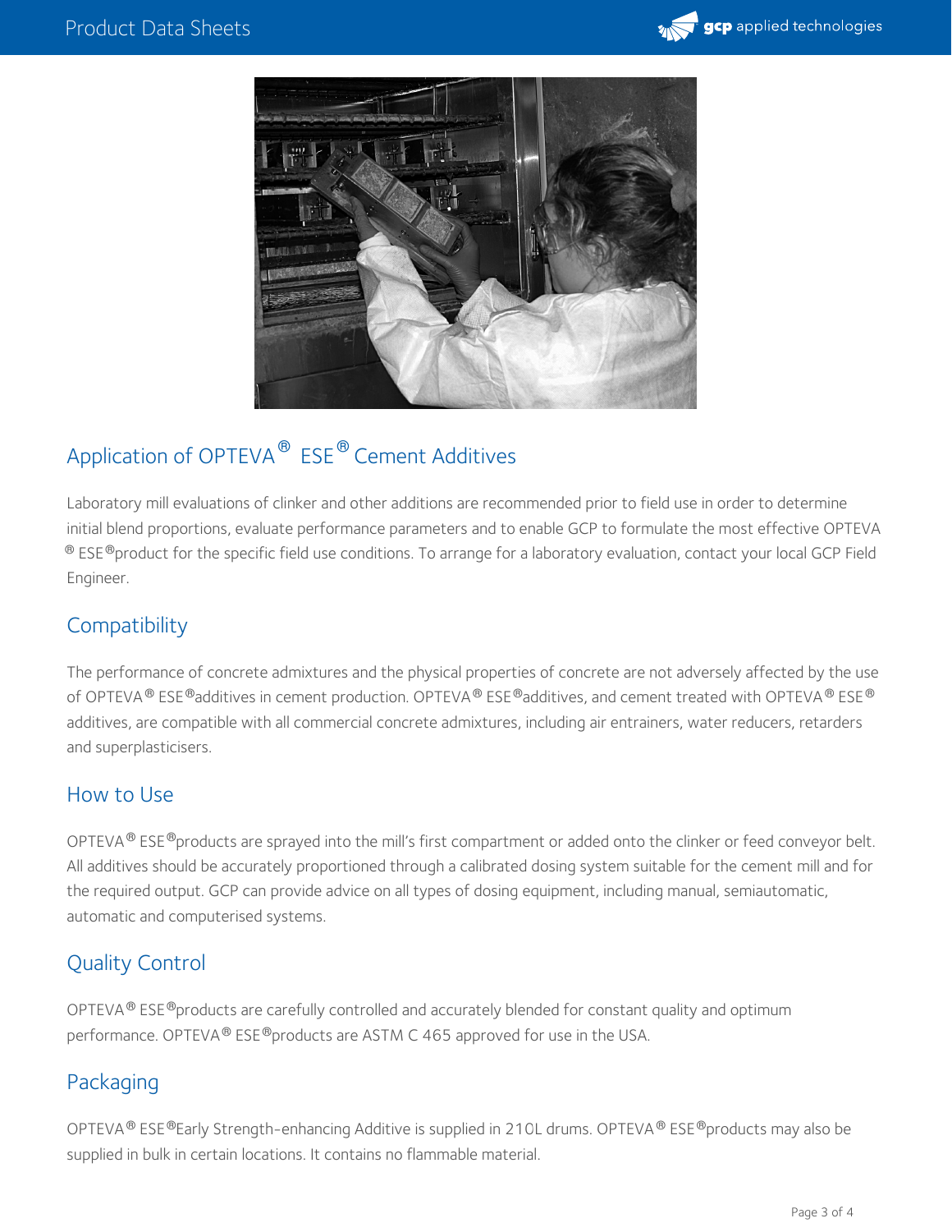## Application of OPTEVA® ESE® Cement Additives

Laboratory mill evaluations of clinker and other additions are recommended prior to field use in order to determine initial blend proportions, evaluate performance parameters and to enable GCP to formulate the most effective OPTEVA® ESE® product for the specific field use conditions. To arrange for a laboratory evaluation, contact your local GCP Field Engineer.

## Compatibility

The performance of concrete admixtures and the physical properties of concrete are not adversely affected by the use of OPTEVA® ESE® additives in cement production. OPTEVA® ESE® additives, and cement treated with OPTEVA® ESE® additives, are compatible with all commercial concrete admixtures, including air entrainers, water reducers, retarders and superplasticisers.

## How to Use

OPTEVA® ESE® products are sprayed into the mill's first compartment or added onto the clinker or feed conveyor belt. All additives should be accurately proportioned through a calibrated dosing system suitable for the cement mill and for the required output. GCP can provide advice on all types of dosing equipment, including manual, semiautomatic, automatic and computerised systems.

## Quality Control

OPTEVA® ESE® products are carefully controlled and accurately blended for constant quality and optimum performance. OPTEVA® ESE® products are ASTM C 465 approved for use in the USA.

## Packaging

OPTEVA® ESE® Early Strength-enhancing Additive is supplied in 210L drums. OPTEVA® ESE® products may also be supplied in bulk in certain locations. It contains no flammable material.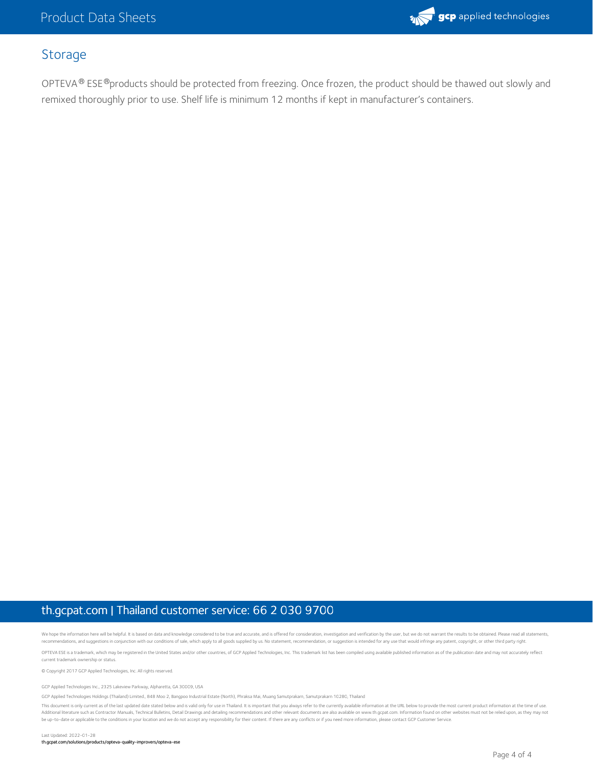## Storage

OPTEVA® ESE®products should be protected from freezing. Once frozen, the product should be thawed out slowly and remixed thoroughly prior to use. Shelf life is minimum 12 months if kept in manufacturer's containers.

th.gcpat.com | Thailand customer service: 66 2 030 9700

We hope the information here will be helpful. It is based on data and knowledge considered to be true and accurate, and is offered for consideration, investigation and verification by the user, but we do not warrant the results to be obtained. Please read all statements, recommendations, and suggestions in conjunction with our conditions of sale, which apply to all goods supplied by us. No statement, recommendation, or suggestion is intended for any use that would infringe any patent, copyright, or other third party right.

OPTEVA ESE is a trademark, which may be registered in the United States and/or other countries, of GCP Applied Technologies, Inc. This trademark list has been compiled using available published information as of the publication date and may not accurately reflect current trademark ownership or status.

© Copyright 2017 GCP Applied Technologies, Inc. All rights reserved.

GCP Applied Technologies Inc., 2325 Lakeview Parkway, Alpharetta, GA 30009, USA

GCP Applied Technologies Holdings (Thailand) Limited., 848 Moo 2, Bangpoo Industrial Estate (North), Phraksa Mai, Muang Samutprakarn, Samutprakarn 10280, Thailand

This document is only current as of the last updated date stated below and is valid only for use in Thailand. It is important that you always refer to the currently available information at the URL below to provide the most current product information at the time of use. Additional literature such as Contractor Manuals, Technical Bulletins, Detail Drawings and detailing recommendations and other relevant documents are also available on www.th.gcpat.com. Information found on other websites must not be relied upon, as they may not be up-to-date or applicable to the conditions in your location and we do not accept any responsibility for their content. If there are any conflicts or if you need more information, please contact GCP Customer Service.

Last Updated: 2022-01-28
th.gcpat.com/solutions/products/opteva-quality-improvers/opteva-ese